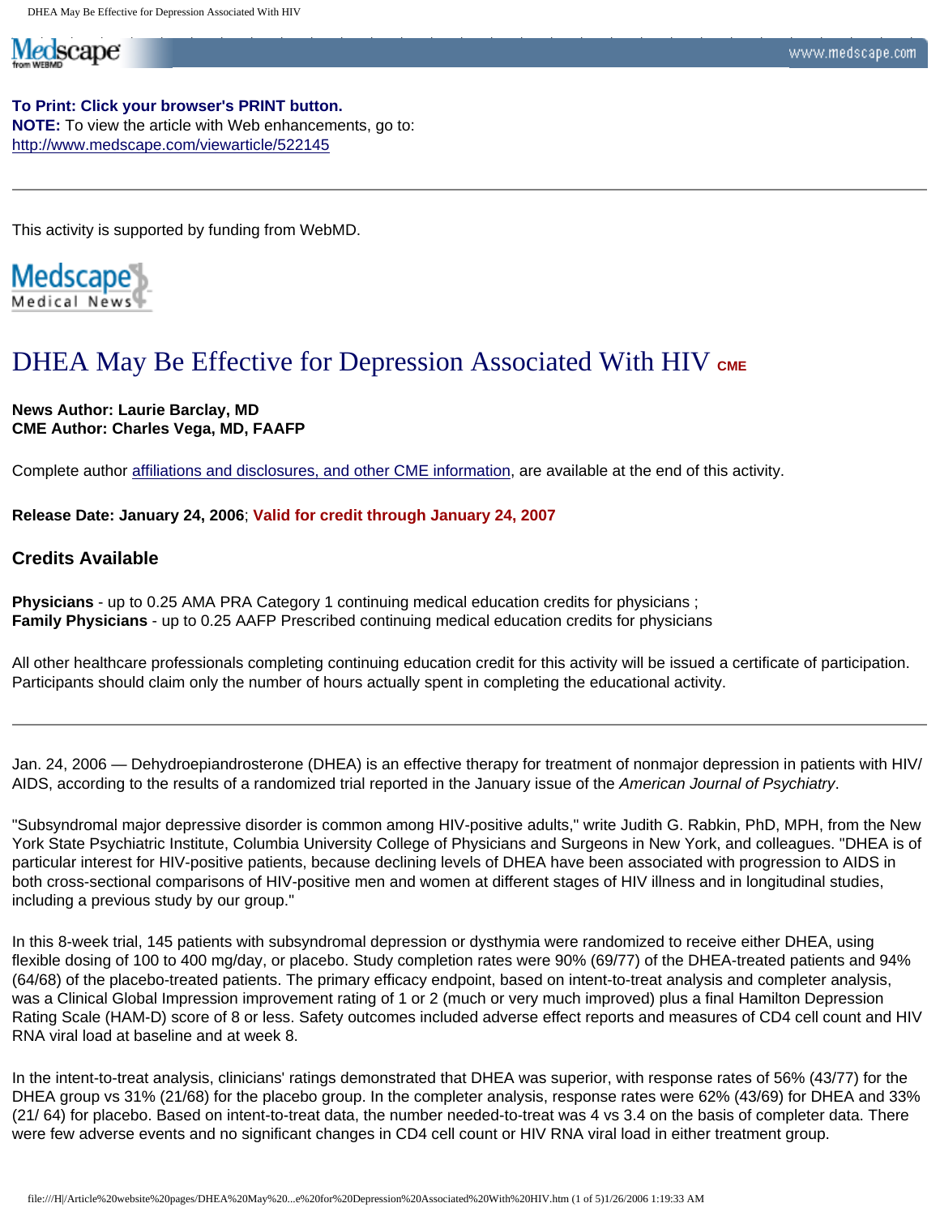**To Print: Click your browser's PRINT button.**
**NOTE:** To view the article with Web enhancements, go to:
http://www.medscape.com/viewarticle/522145

---

This activity is supported by funding from WebMD.

Medscape Medical News

# DHEA May Be Effective for Depression Associated With HIV CME

**News Author: Laurie Barclay, MD**
**CME Author: Charles Vega, MD, FAAFP**

Complete author affiliations and disclosures, and other CME information, are available at the end of this activity.

**Release Date: January 24, 2006**; **Valid for credit through January 24, 2007**

### Credits Available

**Physicians** - up to 0.25 AMA PRA Category 1 continuing medical education credits for physicians ;
**Family Physicians** - up to 0.25 AAFP Prescribed continuing medical education credits for physicians

All other healthcare professionals completing continuing education credit for this activity will be issued a certificate of participation. Participants should claim only the number of hours actually spent in completing the educational activity.

---

Jan. 24, 2006 — Dehydroepiandrosterone (DHEA) is an effective therapy for treatment of nonmajor depression in patients with HIV/AIDS, according to the results of a randomized trial reported in the January issue of the *American Journal of Psychiatry*.

"Subsyndromal major depressive disorder is common among HIV-positive adults," write Judith G. Rabkin, PhD, MPH, from the New York State Psychiatric Institute, Columbia University College of Physicians and Surgeons in New York, and colleagues. "DHEA is of particular interest for HIV-positive patients, because declining levels of DHEA have been associated with progression to AIDS in both cross-sectional comparisons of HIV-positive men and women at different stages of HIV illness and in longitudinal studies, including a previous study by our group."

In this 8-week trial, 145 patients with subsyndromal depression or dysthymia were randomized to receive either DHEA, using flexible dosing of 100 to 400 mg/day, or placebo. Study completion rates were 90% (69/77) of the DHEA-treated patients and 94% (64/68) of the placebo-treated patients. The primary efficacy endpoint, based on intent-to-treat analysis and completer analysis, was a Clinical Global Impression improvement rating of 1 or 2 (much or very much improved) plus a final Hamilton Depression Rating Scale (HAM-D) score of 8 or less. Safety outcomes included adverse effect reports and measures of CD4 cell count and HIV RNA viral load at baseline and at week 8.

In the intent-to-treat analysis, clinicians' ratings demonstrated that DHEA was superior, with response rates of 56% (43/77) for the DHEA group vs 31% (21/68) for the placebo group. In the completer analysis, response rates were 62% (43/69) for DHEA and 33% (21/ 64) for placebo. Based on intent-to-treat data, the number needed-to-treat was 4 vs 3.4 on the basis of completer data. There were few adverse events and no significant changes in CD4 cell count or HIV RNA viral load in either treatment group.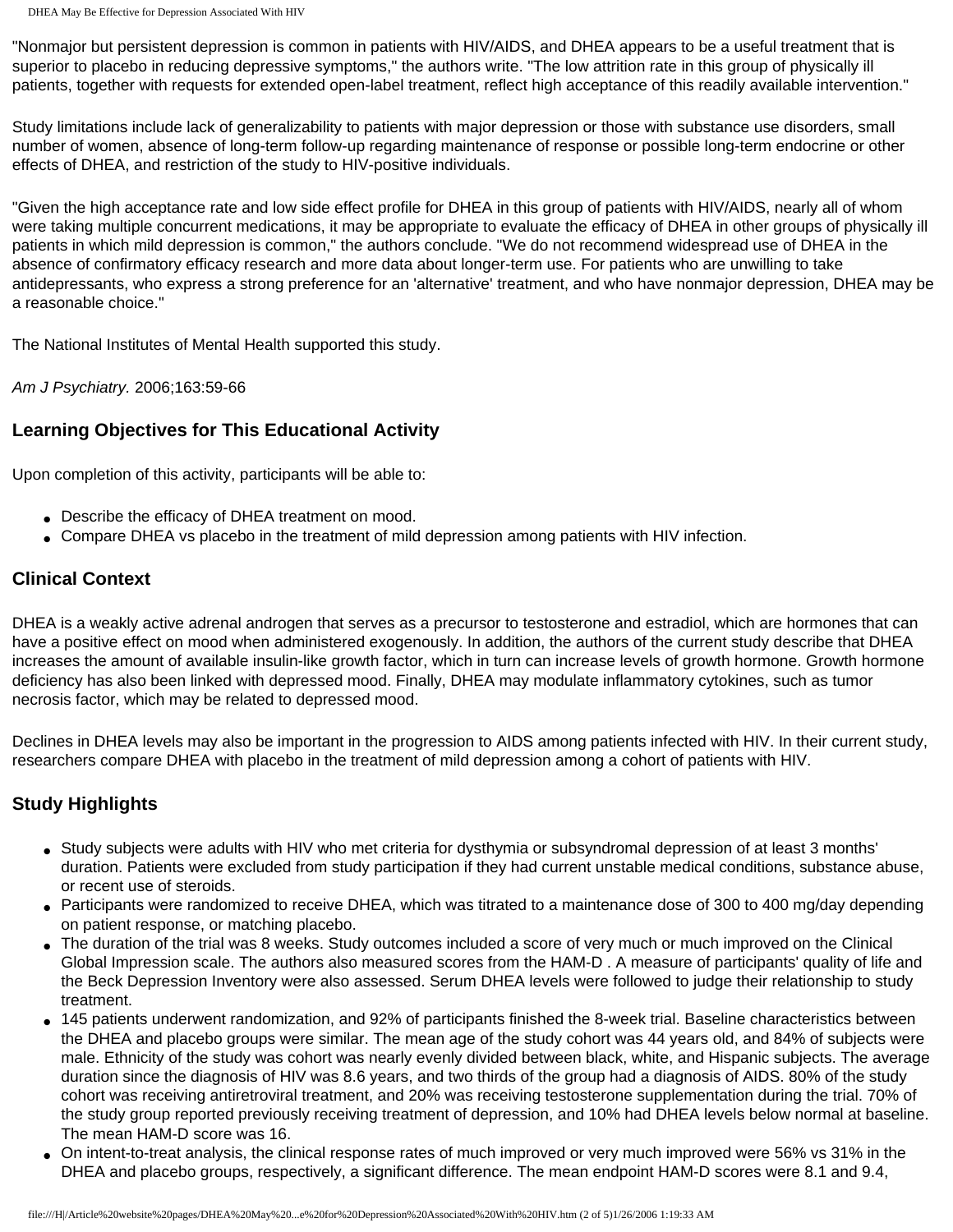"Nonmajor but persistent depression is common in patients with HIV/AIDS, and DHEA appears to be a useful treatment that is superior to placebo in reducing depressive symptoms," the authors write. "The low attrition rate in this group of physically ill patients, together with requests for extended open-label treatment, reflect high acceptance of this readily available intervention."

Study limitations include lack of generalizability to patients with major depression or those with substance use disorders, small number of women, absence of long-term follow-up regarding maintenance of response or possible long-term endocrine or other effects of DHEA, and restriction of the study to HIV-positive individuals.

"Given the high acceptance rate and low side effect profile for DHEA in this group of patients with HIV/AIDS, nearly all of whom were taking multiple concurrent medications, it may be appropriate to evaluate the efficacy of DHEA in other groups of physically ill patients in which mild depression is common," the authors conclude. "We do not recommend widespread use of DHEA in the absence of confirmatory efficacy research and more data about longer-term use. For patients who are unwilling to take antidepressants, who express a strong preference for an 'alternative' treatment, and who have nonmajor depression, DHEA may be a reasonable choice."

The National Institutes of Mental Health supported this study.

*Am J Psychiatry.* 2006;163:59-66

## Learning Objectives for This Educational Activity

Upon completion of this activity, participants will be able to:

- Describe the efficacy of DHEA treatment on mood.
- Compare DHEA vs placebo in the treatment of mild depression among patients with HIV infection.

## Clinical Context

DHEA is a weakly active adrenal androgen that serves as a precursor to testosterone and estradiol, which are hormones that can have a positive effect on mood when administered exogenously. In addition, the authors of the current study describe that DHEA increases the amount of available insulin-like growth factor, which in turn can increase levels of growth hormone. Growth hormone deficiency has also been linked with depressed mood. Finally, DHEA may modulate inflammatory cytokines, such as tumor necrosis factor, which may be related to depressed mood.

Declines in DHEA levels may also be important in the progression to AIDS among patients infected with HIV. In their current study, researchers compare DHEA with placebo in the treatment of mild depression among a cohort of patients with HIV.

## Study Highlights

- Study subjects were adults with HIV who met criteria for dysthymia or subsyndromal depression of at least 3 months' duration. Patients were excluded from study participation if they had current unstable medical conditions, substance abuse, or recent use of steroids.
- Participants were randomized to receive DHEA, which was titrated to a maintenance dose of 300 to 400 mg/day depending on patient response, or matching placebo.
- The duration of the trial was 8 weeks. Study outcomes included a score of very much or much improved on the Clinical Global Impression scale. The authors also measured scores from the HAM-D . A measure of participants' quality of life and the Beck Depression Inventory were also assessed. Serum DHEA levels were followed to judge their relationship to study treatment.
- 145 patients underwent randomization, and 92% of participants finished the 8-week trial. Baseline characteristics between the DHEA and placebo groups were similar. The mean age of the study cohort was 44 years old, and 84% of subjects were male. Ethnicity of the study was cohort was nearly evenly divided between black, white, and Hispanic subjects. The average duration since the diagnosis of HIV was 8.6 years, and two thirds of the group had a diagnosis of AIDS. 80% of the study cohort was receiving antiretroviral treatment, and 20% was receiving testosterone supplementation during the trial. 70% of the study group reported previously receiving treatment of depression, and 10% had DHEA levels below normal at baseline. The mean HAM-D score was 16.
- On intent-to-treat analysis, the clinical response rates of much improved or very much improved were 56% vs 31% in the DHEA and placebo groups, respectively, a significant difference. The mean endpoint HAM-D scores were 8.1 and 9.4,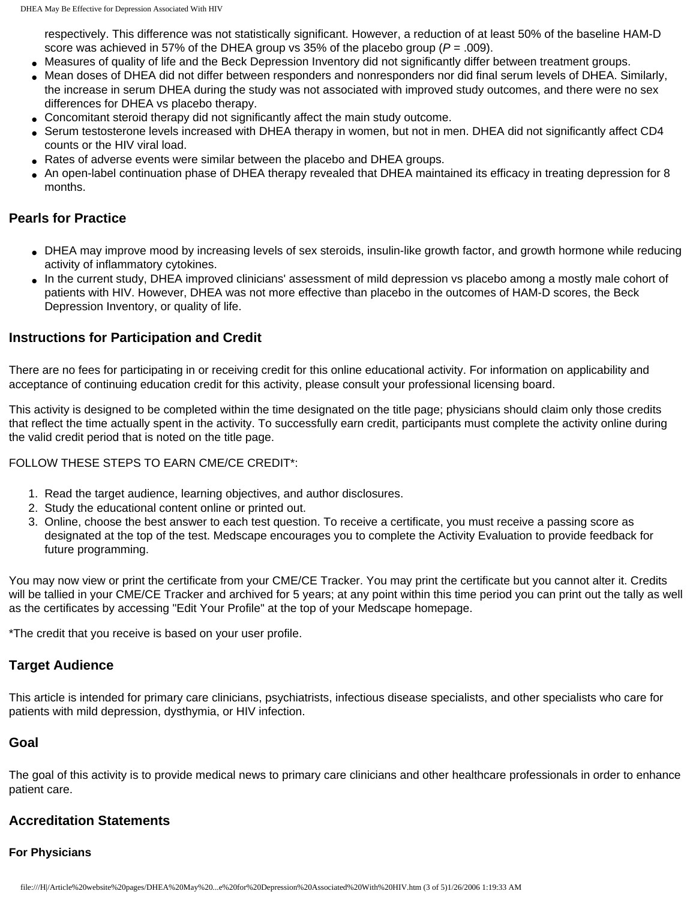respectively. This difference was not statistically significant. However, a reduction of at least 50% of the baseline HAM-D score was achieved in 57% of the DHEA group vs 35% of the placebo group (*P* = .009).

- Measures of quality of life and the Beck Depression Inventory did not significantly differ between treatment groups.
- Mean doses of DHEA did not differ between responders and nonresponders nor did final serum levels of DHEA. Similarly, the increase in serum DHEA during the study was not associated with improved study outcomes, and there were no sex differences for DHEA vs placebo therapy.
- Concomitant steroid therapy did not significantly affect the main study outcome.
- Serum testosterone levels increased with DHEA therapy in women, but not in men. DHEA did not significantly affect CD4 counts or the HIV viral load.
- Rates of adverse events were similar between the placebo and DHEA groups.
- An open-label continuation phase of DHEA therapy revealed that DHEA maintained its efficacy in treating depression for 8 months.

### Pearls for Practice

- DHEA may improve mood by increasing levels of sex steroids, insulin-like growth factor, and growth hormone while reducing activity of inflammatory cytokines.
- In the current study, DHEA improved clinicians' assessment of mild depression vs placebo among a mostly male cohort of patients with HIV. However, DHEA was not more effective than placebo in the outcomes of HAM-D scores, the Beck Depression Inventory, or quality of life.

### Instructions for Participation and Credit

There are no fees for participating in or receiving credit for this online educational activity. For information on applicability and acceptance of continuing education credit for this activity, please consult your professional licensing board.

This activity is designed to be completed within the time designated on the title page; physicians should claim only those credits that reflect the time actually spent in the activity. To successfully earn credit, participants must complete the activity online during the valid credit period that is noted on the title page.

FOLLOW THESE STEPS TO EARN CME/CE CREDIT*:

1. Read the target audience, learning objectives, and author disclosures.
2. Study the educational content online or printed out.
3. Online, choose the best answer to each test question. To receive a certificate, you must receive a passing score as designated at the top of the test. Medscape encourages you to complete the Activity Evaluation to provide feedback for future programming.

You may now view or print the certificate from your CME/CE Tracker. You may print the certificate but you cannot alter it. Credits will be tallied in your CME/CE Tracker and archived for 5 years; at any point within this time period you can print out the tally as well as the certificates by accessing "Edit Your Profile" at the top of your Medscape homepage.

*The credit that you receive is based on your user profile.

### Target Audience

This article is intended for primary care clinicians, psychiatrists, infectious disease specialists, and other specialists who care for patients with mild depression, dysthymia, or HIV infection.

### Goal

The goal of this activity is to provide medical news to primary care clinicians and other healthcare professionals in order to enhance patient care.

### Accreditation Statements

#### For Physicians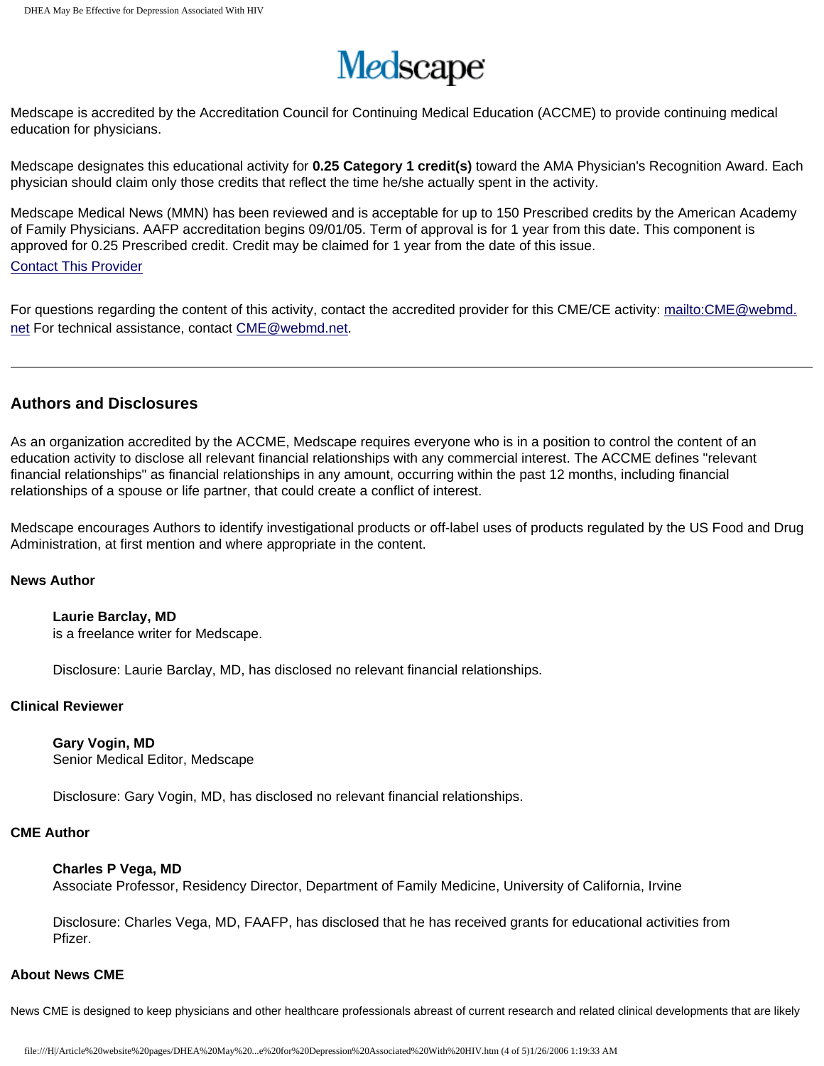Medscape is accredited by the Accreditation Council for Continuing Medical Education (ACCME) to provide continuing medical education for physicians.

Medscape designates this educational activity for **0.25 Category 1 credit(s)** toward the AMA Physician's Recognition Award. Each physician should claim only those credits that reflect the time he/she actually spent in the activity.

Medscape Medical News (MMN) has been reviewed and is acceptable for up to 150 Prescribed credits by the American Academy of Family Physicians. AAFP accreditation begins 09/01/05. Term of approval is for 1 year from this date. This component is approved for 0.25 Prescribed credit. Credit may be claimed for 1 year from the date of this issue.

Contact This Provider

For questions regarding the content of this activity, contact the accredited provider for this CME/CE activity: mailto:CME@webmd.net For technical assistance, contact CME@webmd.net.

---

### Authors and Disclosures

As an organization accredited by the ACCME, Medscape requires everyone who is in a position to control the content of an education activity to disclose all relevant financial relationships with any commercial interest. The ACCME defines "relevant financial relationships" as financial relationships in any amount, occurring within the past 12 months, including financial relationships of a spouse or life partner, that could create a conflict of interest.

Medscape encourages Authors to identify investigational products or off-label uses of products regulated by the US Food and Drug Administration, at first mention and where appropriate in the content.

#### News Author

**Laurie Barclay, MD**
is a freelance writer for Medscape.

Disclosure: Laurie Barclay, MD, has disclosed no relevant financial relationships.

#### Clinical Reviewer

**Gary Vogin, MD**
Senior Medical Editor, Medscape

Disclosure: Gary Vogin, MD, has disclosed no relevant financial relationships.

#### CME Author

**Charles P Vega, MD**
Associate Professor, Residency Director, Department of Family Medicine, University of California, Irvine

Disclosure: Charles Vega, MD, FAAFP, has disclosed that he has received grants for educational activities from Pfizer.

#### About News CME

News CME is designed to keep physicians and other healthcare professionals abreast of current research and related clinical developments that are likely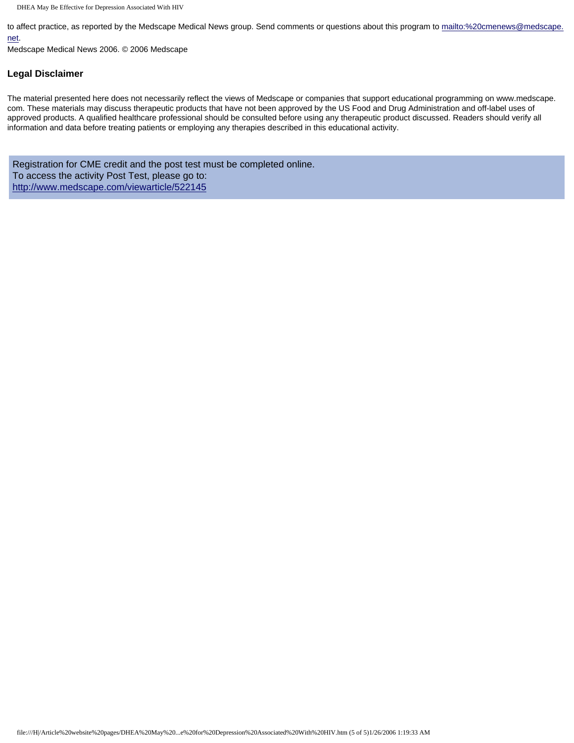to affect practice, as reported by the Medscape Medical News group. Send comments or questions about this program to mailto:%20cmenews@medscape.net.

Medscape Medical News 2006. © 2006 Medscape

## Legal Disclaimer

The material presented here does not necessarily reflect the views of Medscape or companies that support educational programming on www.medscape.com. These materials may discuss therapeutic products that have not been approved by the US Food and Drug Administration and off-label uses of approved products. A qualified healthcare professional should be consulted before using any therapeutic product discussed. Readers should verify all information and data before treating patients or employing any therapies described in this educational activity.

Registration for CME credit and the post test must be completed online.
To access the activity Post Test, please go to:
http://www.medscape.com/viewarticle/522145